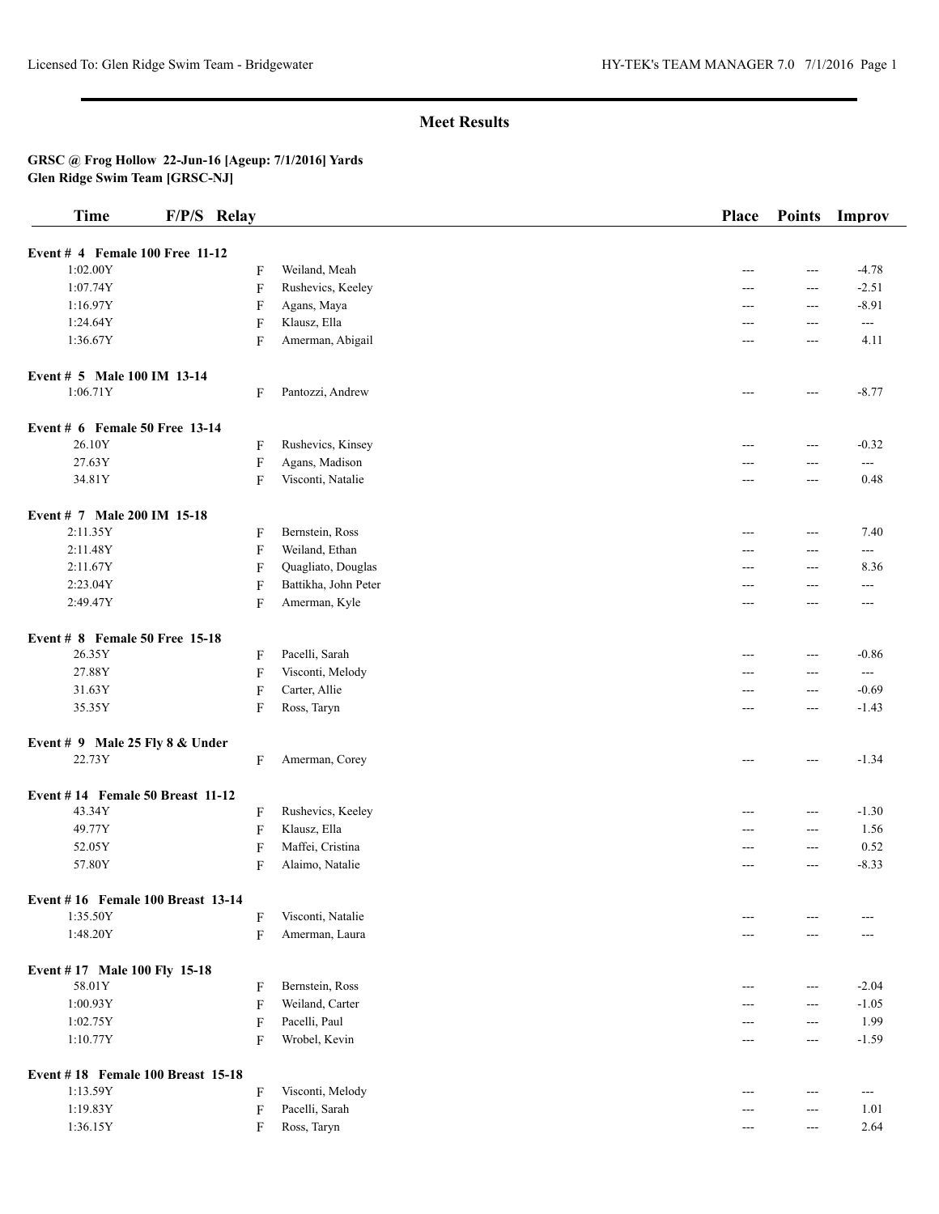# Meet Results

**GRSC @ Frog Hollow 22-Jun-16 [Ageup: 7/1/2016] Yards**
**Glen Ridge Swim Team [GRSC-NJ]**

| Time | F/P/S | Relay | Name | Place | Points | Improv |
|---|---|---|---|---|---|---|
| **Event # 4 Female 100 Free 11-12** | | | | | | |
| 1:02.00Y | F | | Weiland, Meah | --- | --- | -4.78 |
| 1:07.74Y | F | | Rushevics, Keeley | --- | --- | -2.51 |
| 1:16.97Y | F | | Agans, Maya | --- | --- | -8.91 |
| 1:24.64Y | F | | Klausz, Ella | --- | --- | --- |
| 1:36.67Y | F | | Amerman, Abigail | --- | --- | 4.11 |
| **Event # 5 Male 100 IM 13-14** | | | | | | |
| 1:06.71Y | F | | Pantozzi, Andrew | --- | --- | -8.77 |
| **Event # 6 Female 50 Free 13-14** | | | | | | |
| 26.10Y | F | | Rushevics, Kinsey | --- | --- | -0.32 |
| 27.63Y | F | | Agans, Madison | --- | --- | --- |
| 34.81Y | F | | Visconti, Natalie | --- | --- | 0.48 |
| **Event # 7 Male 200 IM 15-18** | | | | | | |
| 2:11.35Y | F | | Bernstein, Ross | --- | --- | 7.40 |
| 2:11.48Y | F | | Weiland, Ethan | --- | --- | --- |
| 2:11.67Y | F | | Quagliato, Douglas | --- | --- | 8.36 |
| 2:23.04Y | F | | Battikha, John Peter | --- | --- | --- |
| 2:49.47Y | F | | Amerman, Kyle | --- | --- | --- |
| **Event # 8 Female 50 Free 15-18** | | | | | | |
| 26.35Y | F | | Pacelli, Sarah | --- | --- | -0.86 |
| 27.88Y | F | | Visconti, Melody | --- | --- | --- |
| 31.63Y | F | | Carter, Allie | --- | --- | -0.69 |
| 35.35Y | F | | Ross, Taryn | --- | --- | -1.43 |
| **Event # 9 Male 25 Fly 8 & Under** | | | | | | |
| 22.73Y | F | | Amerman, Corey | --- | --- | -1.34 |
| **Event # 14 Female 50 Breast 11-12** | | | | | | |
| 43.34Y | F | | Rushevics, Keeley | --- | --- | -1.30 |
| 49.77Y | F | | Klausz, Ella | --- | --- | 1.56 |
| 52.05Y | F | | Maffei, Cristina | --- | --- | 0.52 |
| 57.80Y | F | | Alaimo, Natalie | --- | --- | -8.33 |
| **Event # 16 Female 100 Breast 13-14** | | | | | | |
| 1:35.50Y | F | | Visconti, Natalie | --- | --- | --- |
| 1:48.20Y | F | | Amerman, Laura | --- | --- | --- |
| **Event # 17 Male 100 Fly 15-18** | | | | | | |
| 58.01Y | F | | Bernstein, Ross | --- | --- | -2.04 |
| 1:00.93Y | F | | Weiland, Carter | --- | --- | -1.05 |
| 1:02.75Y | F | | Pacelli, Paul | --- | --- | 1.99 |
| 1:10.77Y | F | | Wrobel, Kevin | --- | --- | -1.59 |
| **Event # 18 Female 100 Breast 15-18** | | | | | | |
| 1:13.59Y | F | | Visconti, Melody | --- | --- | --- |
| 1:19.83Y | F | | Pacelli, Sarah | --- | --- | 1.01 |
| 1:36.15Y | F | | Ross, Taryn | --- | --- | 2.64 |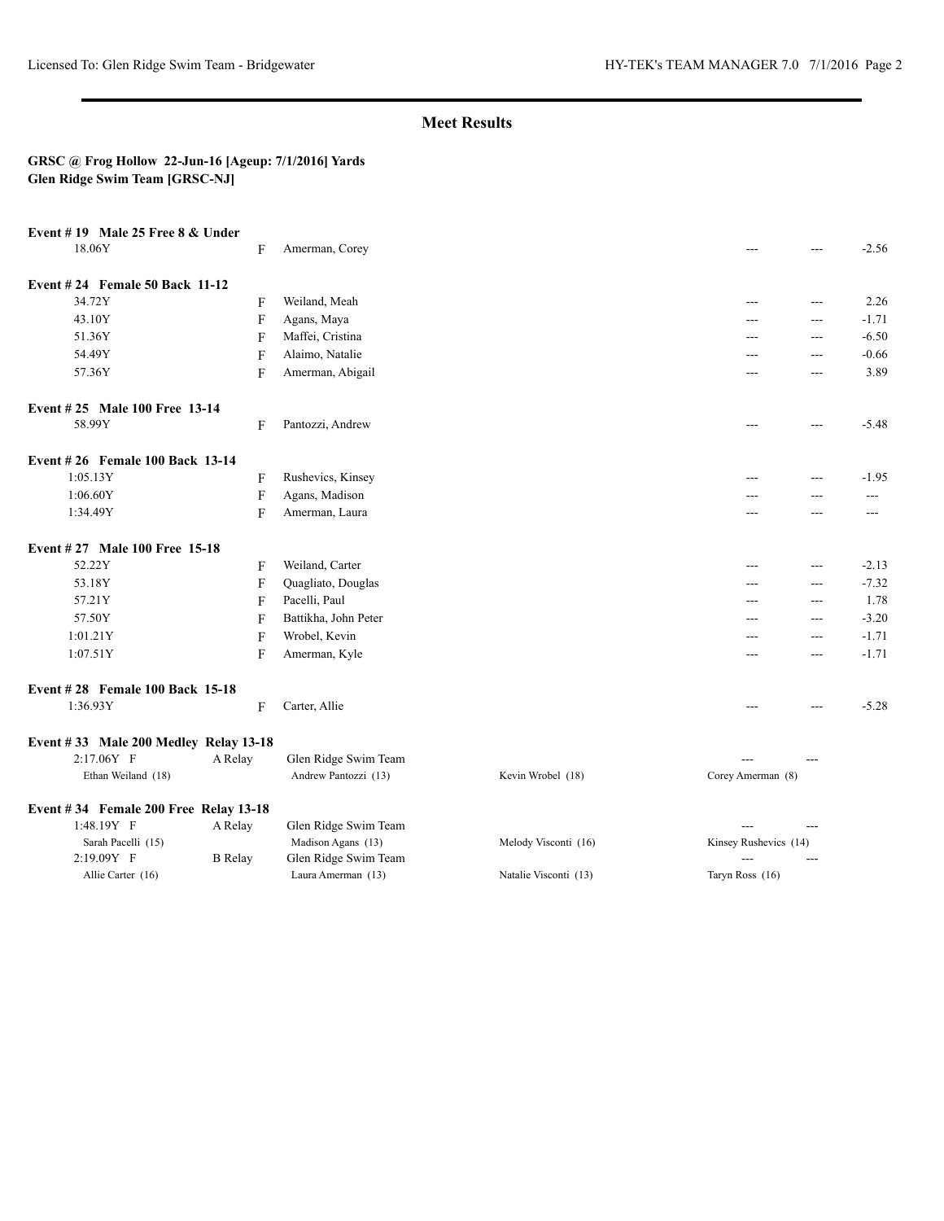## Meet Results

**GRSC @ Frog Hollow 22-Jun-16 [Ageup: 7/1/2016] Yards**
**Glen Ridge Swim Team [GRSC-NJ]**

**Event # 19 Male 25 Free 8 & Under**

| | | | | | |
|---|---|---|---|---|---|
| 18.06Y | F | Amerman, Corey | --- | --- | -2.56 |

**Event # 24 Female 50 Back 11-12**

| | | | | | |
|---|---|---|---|---|---|
| 34.72Y | F | Weiland, Meah | --- | --- | 2.26 |
| 43.10Y | F | Agans, Maya | --- | --- | -1.71 |
| 51.36Y | F | Maffei, Cristina | --- | --- | -6.50 |
| 54.49Y | F | Alaimo, Natalie | --- | --- | -0.66 |
| 57.36Y | F | Amerman, Abigail | --- | --- | 3.89 |

**Event # 25 Male 100 Free 13-14**

| | | | | | |
|---|---|---|---|---|---|
| 58.99Y | F | Pantozzi, Andrew | --- | --- | -5.48 |

**Event # 26 Female 100 Back 13-14**

| | | | | | |
|---|---|---|---|---|---|
| 1:05.13Y | F | Rushevics, Kinsey | --- | --- | -1.95 |
| 1:06.60Y | F | Agans, Madison | --- | --- | --- |
| 1:34.49Y | F | Amerman, Laura | --- | --- | --- |

**Event # 27 Male 100 Free 15-18**

| | | | | | |
|---|---|---|---|---|---|
| 52.22Y | F | Weiland, Carter | --- | --- | -2.13 |
| 53.18Y | F | Quagliato, Douglas | --- | --- | -7.32 |
| 57.21Y | F | Pacelli, Paul | --- | --- | 1.78 |
| 57.50Y | F | Battikha, John Peter | --- | --- | -3.20 |
| 1:01.21Y | F | Wrobel, Kevin | --- | --- | -1.71 |
| 1:07.51Y | F | Amerman, Kyle | --- | --- | -1.71 |

**Event # 28 Female 100 Back 15-18**

| | | | | | |
|---|---|---|---|---|---|
| 1:36.93Y | F | Carter, Allie | --- | --- | -5.28 |

**Event # 33 Male 200 Medley Relay 13-18**

| | | | | | |
|---|---|---|---|---|---|
| 2:17.06Y F | A Relay | Glen Ridge Swim Team | | --- | --- |
| Ethan Weiland (18) | | Andrew Pantozzi (13) | Kevin Wrobel (18) | Corey Amerman (8) | |

**Event # 34 Female 200 Free Relay 13-18**

| | | | | | |
|---|---|---|---|---|---|
| 1:48.19Y F | A Relay | Glen Ridge Swim Team | | --- | --- |
| Sarah Pacelli (15) | | Madison Agans (13) | Melody Visconti (16) | Kinsey Rushevics (14) | |
| 2:19.09Y F | B Relay | Glen Ridge Swim Team | | --- | --- |
| Allie Carter (16) | | Laura Amerman (13) | Natalie Visconti (13) | Taryn Ross (16) | |